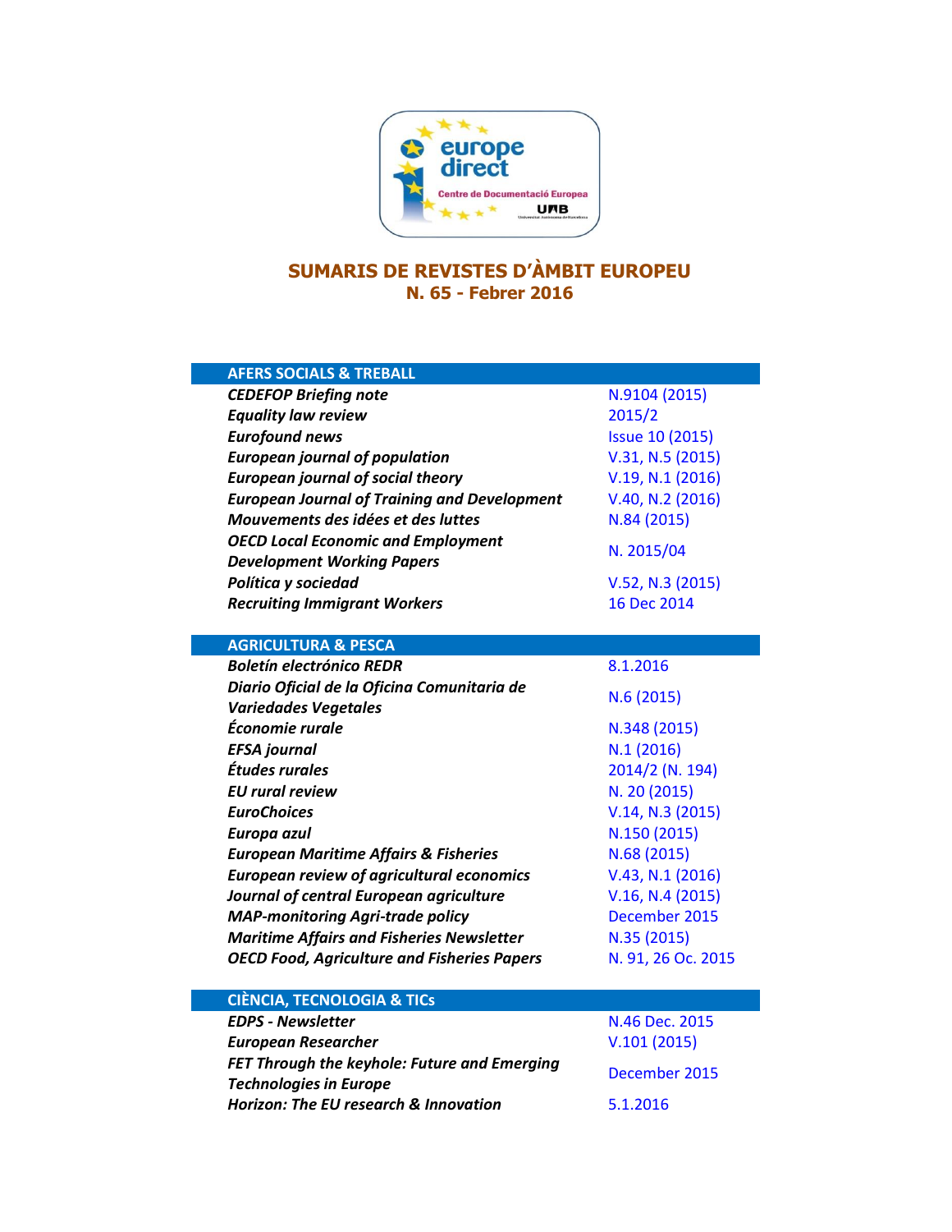# SUMARIS DE REVISTES D'ÀMBIT EUROPEU

## N. 65 - Febrer 2016

| AFERS SOCIALS & TREBALL | |
|---|---|
| ***CEDEFOP Briefing note*** | N.9104 (2015) |
| ***Equality law review*** | 2015/2 |
| ***Eurofound news*** | Issue 10 (2015) |
| ***European journal of population*** | V.31, N.5 (2015) |
| ***European journal of social theory*** | V.19, N.1 (2016) |
| ***European Journal of Training and Development*** | V.40, N.2 (2016) |
| ***Mouvements des idées et des luttes*** | N.84 (2015) |
| ***OECD Local Economic and Employment Development Working Papers*** | N. 2015/04 |
| ***Política y sociedad*** | V.52, N.3 (2015) |
| ***Recruiting Immigrant Workers*** | 16 Dec 2014 |

| AGRICULTURA & PESCA | |
|---|---|
| ***Boletín electrónico REDR*** | 8.1.2016 |
| ***Diario Oficial de la Oficina Comunitaria de Variedades Vegetales*** | N.6 (2015) |
| ***Économie rurale*** | N.348 (2015) |
| ***EFSA journal*** | N.1 (2016) |
| ***Études rurales*** | 2014/2 (N. 194) |
| ***EU rural review*** | N. 20 (2015) |
| ***EuroChoices*** | V.14, N.3 (2015) |
| ***Europa azul*** | N.150 (2015) |
| ***European Maritime Affairs & Fisheries*** | N.68 (2015) |
| ***European review of agricultural economics*** | V.43, N.1 (2016) |
| ***Journal of central European agriculture*** | V.16, N.4 (2015) |
| ***MAP-monitoring Agri-trade policy*** | December 2015 |
| ***Maritime Affairs and Fisheries Newsletter*** | N.35 (2015) |
| ***OECD Food, Agriculture and Fisheries Papers*** | N. 91, 26 Oc. 2015 |

| CIÈNCIA, TECNOLOGIA & TICs | |
|---|---|
| ***EDPS - Newsletter*** | N.46 Dec. 2015 |
| ***European Researcher*** | V.101 (2015) |
| ***FET Through the keyhole: Future and Emerging Technologies in Europe*** | December 2015 |
| ***Horizon: The EU research & Innovation*** | 5.1.2016 |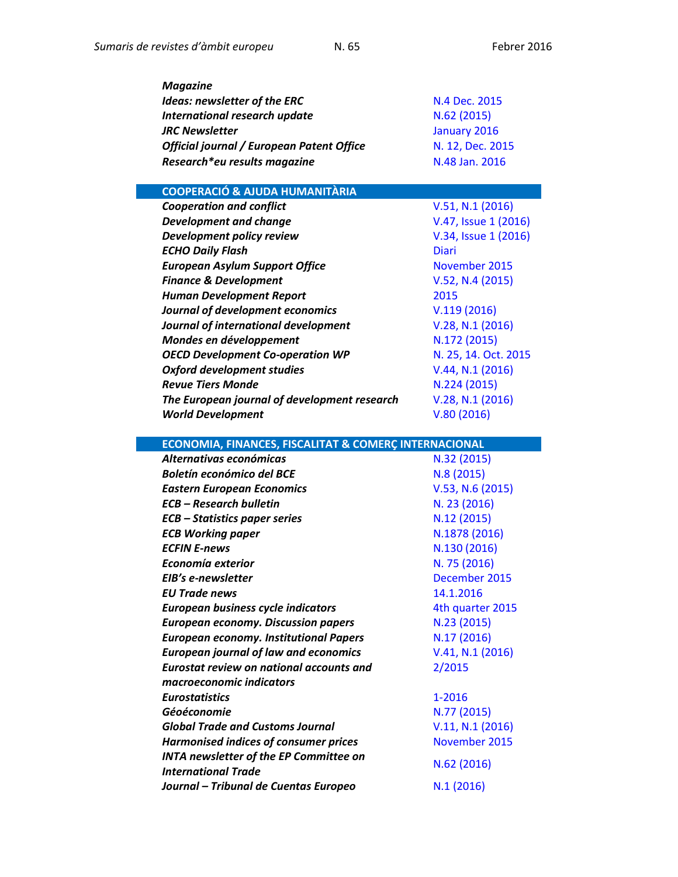| | |
|---|---|
| ***Magazine*** | |
| ***Ideas: newsletter of the ERC*** | N.4 Dec. 2015 |
| ***International research update*** | N.62 (2015) |
| ***JRC Newsletter*** | January 2016 |
| ***Official journal / European Patent Office*** | N. 12, Dec. 2015 |
| ***Research*eu results magazine*** | N.48 Jan. 2016 |

## COOPERACIÓ & AJUDA HUMANITÀRIA

| | |
|---|---|
| ***Cooperation and conflict*** | V.51, N.1 (2016) |
| ***Development and change*** | V.47, Issue 1 (2016) |
| ***Development policy review*** | V.34, Issue 1 (2016) |
| ***ECHO Daily Flash*** | Diari |
| ***European Asylum Support Office*** | November 2015 |
| ***Finance & Development*** | V.52, N.4 (2015) |
| ***Human Development Report*** | 2015 |
| ***Journal of development economics*** | V.119 (2016) |
| ***Journal of international development*** | V.28, N.1 (2016) |
| ***Mondes en développement*** | N.172 (2015) |
| ***OECD Development Co-operation WP*** | N. 25, 14. Oct. 2015 |
| ***Oxford development studies*** | V.44, N.1 (2016) |
| ***Revue Tiers Monde*** | N.224 (2015) |
| ***The European journal of development research*** | V.28, N.1 (2016) |
| ***World Development*** | V.80 (2016) |

## ECONOMIA, FINANCES, FISCALITAT & COMERÇ INTERNACIONAL

| | |
|---|---|
| ***Alternativas económicas*** | N.32 (2015) |
| ***Boletín económico del BCE*** | N.8 (2015) |
| ***Eastern European Economics*** | V.53, N.6 (2015) |
| ***ECB – Research bulletin*** | N. 23 (2016) |
| ***ECB – Statistics paper series*** | N.12 (2015) |
| ***ECB Working paper*** | N.1878 (2016) |
| ***ECFIN E-news*** | N.130 (2016) |
| ***Economía exterior*** | N. 75 (2016) |
| ***EIB's e-newsletter*** | December 2015 |
| ***EU Trade news*** | 14.1.2016 |
| ***European business cycle indicators*** | 4th quarter 2015 |
| ***European economy. Discussion papers*** | N.23 (2015) |
| ***European economy. Institutional Papers*** | N.17 (2016) |
| ***European journal of law and economics*** | V.41, N.1 (2016) |
| ***Eurostat review on national accounts and macroeconomic indicators*** | 2/2015 |
| ***Eurostatistics*** | 1-2016 |
| ***Géoéconomie*** | N.77 (2015) |
| ***Global Trade and Customs Journal*** | V.11, N.1 (2016) |
| ***Harmonised indices of consumer prices*** | November 2015 |
| ***INTA newsletter of the EP Committee on International Trade*** | N.62 (2016) |
| ***Journal – Tribunal de Cuentas Europeo*** | N.1 (2016) |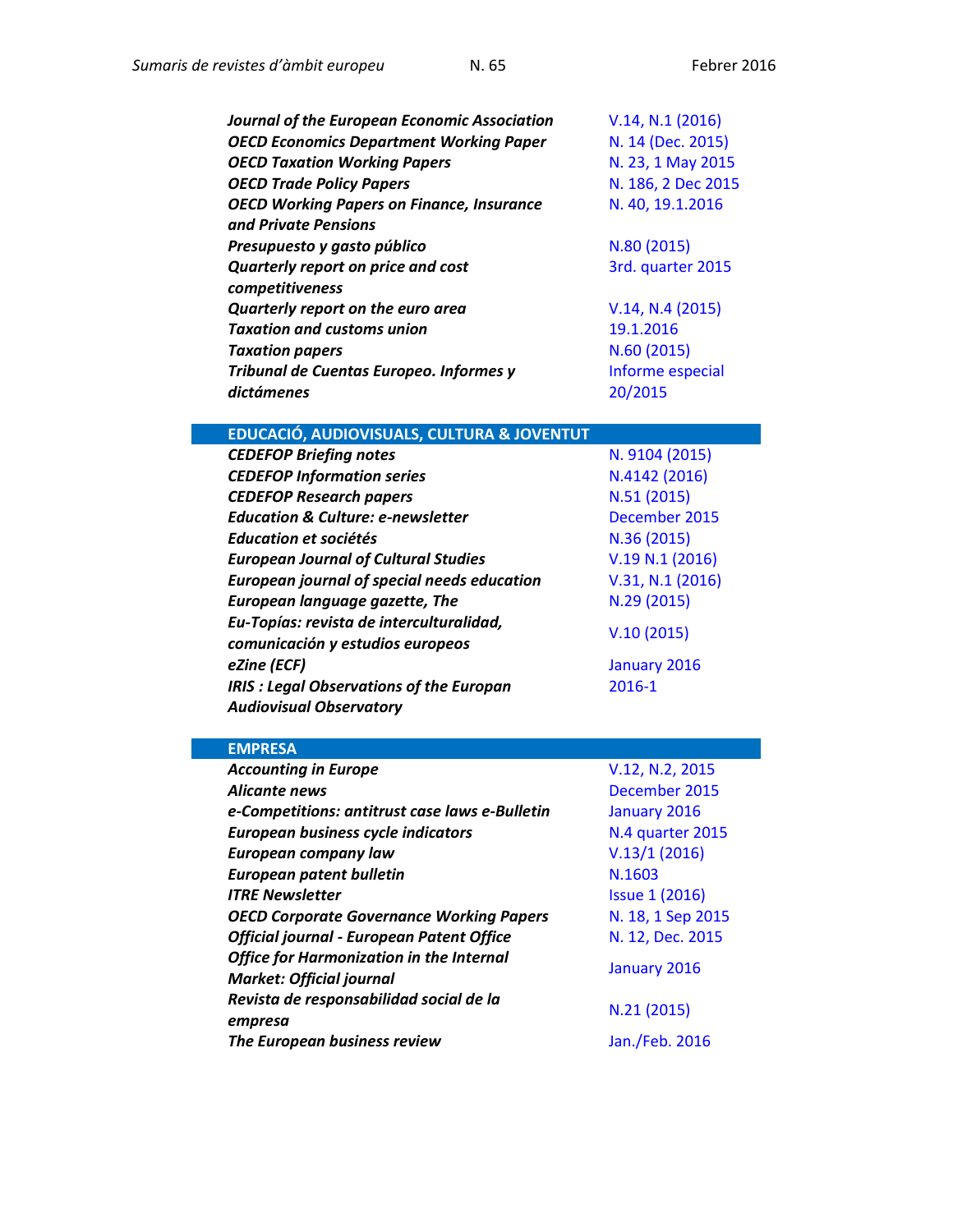| | |
|---|---|
| ***Journal of the European Economic Association*** | V.14, N.1 (2016) |
| ***OECD Economics Department Working Paper*** | N. 14 (Dec. 2015) |
| ***OECD Taxation Working Papers*** | N. 23, 1 May 2015 |
| ***OECD Trade Policy Papers*** | N. 186, 2 Dec 2015 |
| ***OECD Working Papers on Finance, Insurance and Private Pensions*** | N. 40, 19.1.2016 |
| ***Presupuesto y gasto público*** | N.80 (2015) |
| ***Quarterly report on price and cost competitiveness*** | 3rd. quarter 2015 |
| ***Quarterly report on the euro area*** | V.14, N.4 (2015) |
| ***Taxation and customs union*** | 19.1.2016 |
| ***Taxation papers*** | N.60 (2015) |
| ***Tribunal de Cuentas Europeo. Informes y dictámenes*** | Informe especial 20/2015 |

## EDUCACIÓ, AUDIOVISUALS, CULTURA & JOVENTUT

| | |
|---|---|
| ***CEDEFOP Briefing notes*** | N. 9104 (2015) |
| ***CEDEFOP Information series*** | N.4142 (2016) |
| ***CEDEFOP Research papers*** | N.51 (2015) |
| ***Education & Culture: e-newsletter*** | December 2015 |
| ***Education et sociétés*** | N.36 (2015) |
| ***European Journal of Cultural Studies*** | V.19 N.1 (2016) |
| ***European journal of special needs education*** | V.31, N.1 (2016) |
| ***European language gazette, The*** | N.29 (2015) |
| ***Eu-Topías: revista de interculturalidad, comunicación y estudios europeos*** | V.10 (2015) |
| ***eZine (ECF)*** | January 2016 |
| ***IRIS : Legal Observations of the Europan Audiovisual Observatory*** | 2016-1 |

## EMPRESA

| | |
|---|---|
| ***Accounting in Europe*** | V.12, N.2, 2015 |
| ***Alicante news*** | December 2015 |
| ***e-Competitions: antitrust case laws e-Bulletin*** | January 2016 |
| ***European business cycle indicators*** | N.4 quarter 2015 |
| ***European company law*** | V.13/1 (2016) |
| ***European patent bulletin*** | N.1603 |
| ***ITRE Newsletter*** | Issue 1 (2016) |
| ***OECD Corporate Governance Working Papers*** | N. 18, 1 Sep 2015 |
| ***Official journal - European Patent Office*** | N. 12, Dec. 2015 |
| ***Office for Harmonization in the Internal Market: Official journal*** | January 2016 |
| ***Revista de responsabilidad social de la empresa*** | N.21 (2015) |
| ***The European business review*** | Jan./Feb. 2016 |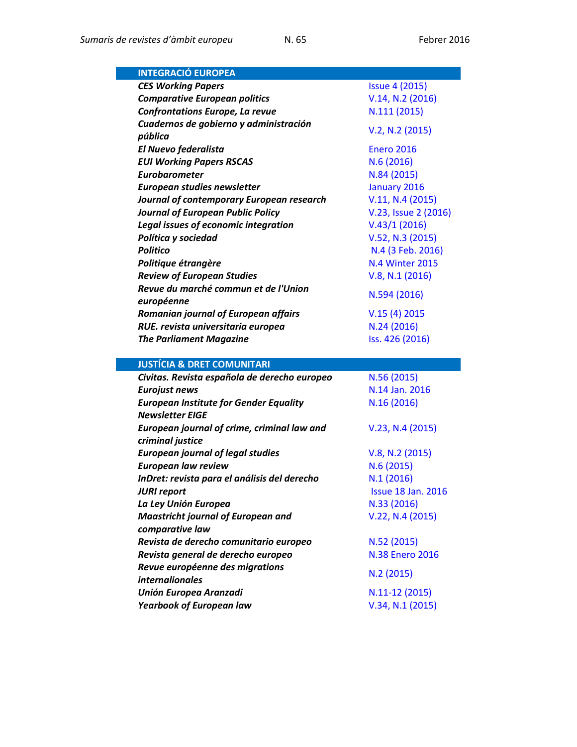| INTEGRACIÓ EUROPEA | |
|---|---|
| ***CES Working Papers*** | Issue 4 (2015) |
| ***Comparative European politics*** | V.14, N.2 (2016) |
| ***Confrontations Europe, La revue*** | N.111 (2015) |
| ***Cuadernos de gobierno y administración pública*** | V.2, N.2 (2015) |
| ***El Nuevo federalista*** | Enero 2016 |
| ***EUI Working Papers RSCAS*** | N.6 (2016) |
| ***Eurobarometer*** | N.84 (2015) |
| ***European studies newsletter*** | January 2016 |
| ***Journal of contemporary European research*** | V.11, N.4 (2015) |
| ***Journal of European Public Policy*** | V.23, Issue 2 (2016) |
| ***Legal issues of economic integration*** | V.43/1 (2016) |
| ***Política y sociedad*** | V.52, N.3 (2015) |
| ***Politico*** | N.4 (3 Feb. 2016) |
| ***Politique étrangère*** | N.4 Winter 2015 |
| ***Review of European Studies*** | V.8, N.1 (2016) |
| ***Revue du marché commun et de l'Union européenne*** | N.594 (2016) |
| ***Romanian journal of European affairs*** | V.15 (4) 2015 |
| ***RUE. revista universitaria europea*** | N.24 (2016) |
| ***The Parliament Magazine*** | Iss. 426 (2016) |

| JUSTÍCIA & DRET COMUNITARI | |
|---|---|
| ***Civitas. Revista española de derecho europeo*** | N.56 (2015) |
| ***Eurojust news*** | N.14 Jan. 2016 |
| ***European Institute for Gender Equality Newsletter EIGE*** | N.16 (2016) |
| ***European journal of crime, criminal law and criminal justice*** | V.23, N.4 (2015) |
| ***European journal of legal studies*** | V.8, N.2 (2015) |
| ***European law review*** | N.6 (2015) |
| ***InDret: revista para el análisis del derecho*** | N.1 (2016) |
| ***JURI report*** | Issue 18 Jan. 2016 |
| ***La Ley Unión Europea*** | N.33 (2016) |
| ***Maastricht journal of European and comparative law*** | V.22, N.4 (2015) |
| ***Revista de derecho comunitario europeo*** | N.52 (2015) |
| ***Revista general de derecho europeo*** | N.38 Enero 2016 |
| ***Revue européenne des migrations internationales*** | N.2 (2015) |
| ***Unión Europea Aranzadi*** | N.11-12 (2015) |
| ***Yearbook of European law*** | V.34, N.1 (2015) |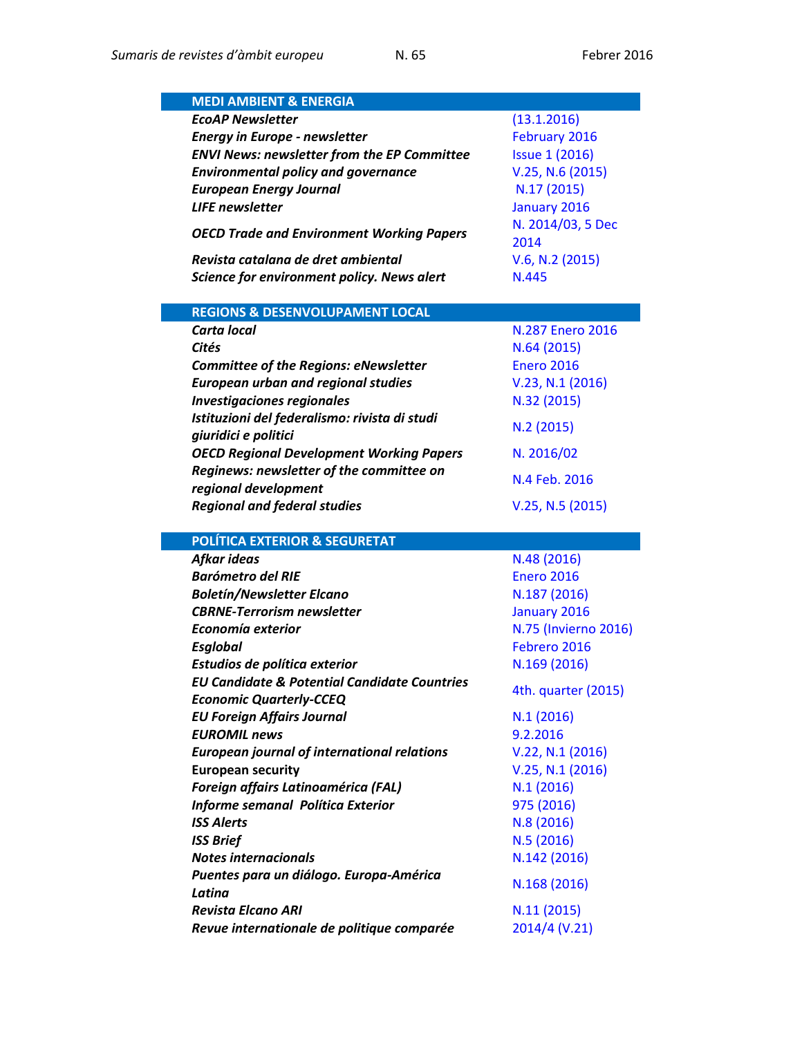| MEDI AMBIENT & ENERGIA | |
|---|---|
| ***EcoAP Newsletter*** | (13.1.2016) |
| ***Energy in Europe - newsletter*** | February 2016 |
| ***ENVI News: newsletter from the EP Committee*** | Issue 1 (2016) |
| ***Environmental policy and governance*** | V.25, N.6 (2015) |
| ***European Energy Journal*** | N.17 (2015) |
| ***LIFE newsletter*** | January 2016 |
| ***OECD Trade and Environment Working Papers*** | N. 2014/03, 5 Dec 2014 |
| ***Revista catalana de dret ambiental*** | V.6, N.2 (2015) |
| ***Science for environment policy. News alert*** | N.445 |

| REGIONS & DESENVOLUPAMENT LOCAL | |
|---|---|
| ***Carta local*** | N.287 Enero 2016 |
| ***Cités*** | N.64 (2015) |
| ***Committee of the Regions: eNewsletter*** | Enero 2016 |
| ***European urban and regional studies*** | V.23, N.1 (2016) |
| ***Investigaciones regionales*** | N.32 (2015) |
| ***Istituzioni del federalismo: rivista di studi giuridici e politici*** | N.2 (2015) |
| ***OECD Regional Development Working Papers*** | N. 2016/02 |
| ***Reginews: newsletter of the committee on regional development*** | N.4 Feb. 2016 |
| ***Regional and federal studies*** | V.25, N.5 (2015) |

| POLÍTICA EXTERIOR & SEGURETAT | |
|---|---|
| ***Afkar ideas*** | N.48 (2016) |
| ***Barómetro del RIE*** | Enero 2016 |
| ***Boletín/Newsletter Elcano*** | N.187 (2016) |
| ***CBRNE-Terrorism newsletter*** | January 2016 |
| ***Economía exterior*** | N.75 (Invierno 2016) |
| ***Esglobal*** | Febrero 2016 |
| ***Estudios de política exterior*** | N.169 (2016) |
| ***EU Candidate & Potential Candidate Countries Economic Quarterly-CCEQ*** | 4th. quarter (2015) |
| ***EU Foreign Affairs Journal*** | N.1 (2016) |
| ***EUROMIL news*** | 9.2.2016 |
| ***European journal of international relations*** | V.22, N.1 (2016) |
| **European security** | V.25, N.1 (2016) |
| ***Foreign affairs Latinoamérica (FAL)*** | N.1 (2016) |
| ***Informe semanal Política Exterior*** | 975 (2016) |
| ***ISS Alerts*** | N.8 (2016) |
| ***ISS Brief*** | N.5 (2016) |
| ***Notes internacionals*** | N.142 (2016) |
| ***Puentes para un diálogo. Europa-América Latina*** | N.168 (2016) |
| ***Revista Elcano ARI*** | N.11 (2015) |
| ***Revue internationale de politique comparée*** | 2014/4 (V.21) |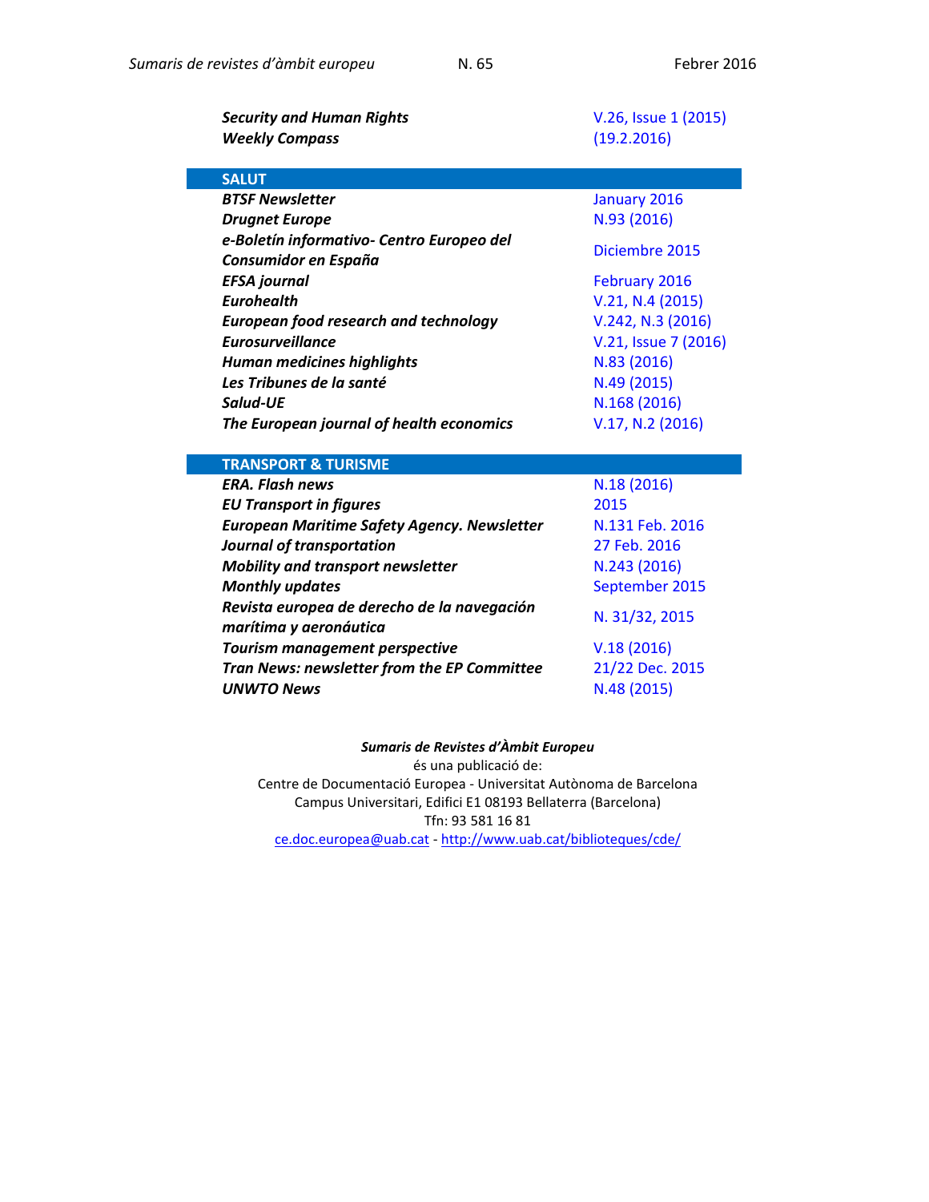| | |
|---|---|
| ***Security and Human Rights*** | V.26, Issue 1 (2015) |
| ***Weekly Compass*** | (19.2.2016) |

| **SALUT** | |
|---|---|
| ***BTSF Newsletter*** | January 2016 |
| ***Drugnet Europe*** | N.93 (2016) |
| ***e-Boletín informativo- Centro Europeo del Consumidor en España*** | Diciembre 2015 |
| ***EFSA journal*** | February 2016 |
| ***Eurohealth*** | V.21, N.4 (2015) |
| ***European food research and technology*** | V.242, N.3 (2016) |
| ***Eurosurveillance*** | V.21, Issue 7 (2016) |
| ***Human medicines highlights*** | N.83 (2016) |
| ***Les Tribunes de la santé*** | N.49 (2015) |
| ***Salud-UE*** | N.168 (2016) |
| ***The European journal of health economics*** | V.17, N.2 (2016) |

| **TRANSPORT & TURISME** | |
|---|---|
| ***ERA. Flash news*** | N.18 (2016) |
| ***EU Transport in figures*** | 2015 |
| ***European Maritime Safety Agency. Newsletter*** | N.131 Feb. 2016 |
| ***Journal of transportation*** | 27 Feb. 2016 |
| ***Mobility and transport newsletter*** | N.243 (2016) |
| ***Monthly updates*** | September 2015 |
| ***Revista europea de derecho de la navegación marítima y aeronáutica*** | N. 31/32, 2015 |
| ***Tourism management perspective*** | V.18 (2016) |
| ***Tran News: newsletter from the EP Committee*** | 21/22 Dec. 2015 |
| ***UNWTO News*** | N.48 (2015) |

***Sumaris de Revistes d'Àmbit Europeu***
és una publicació de:
Centre de Documentació Europea - Universitat Autònoma de Barcelona
Campus Universitari, Edifici E1 08193 Bellaterra (Barcelona)
Tfn: 93 581 16 81
ce.doc.europea@uab.cat - http://www.uab.cat/biblioteques/cde/